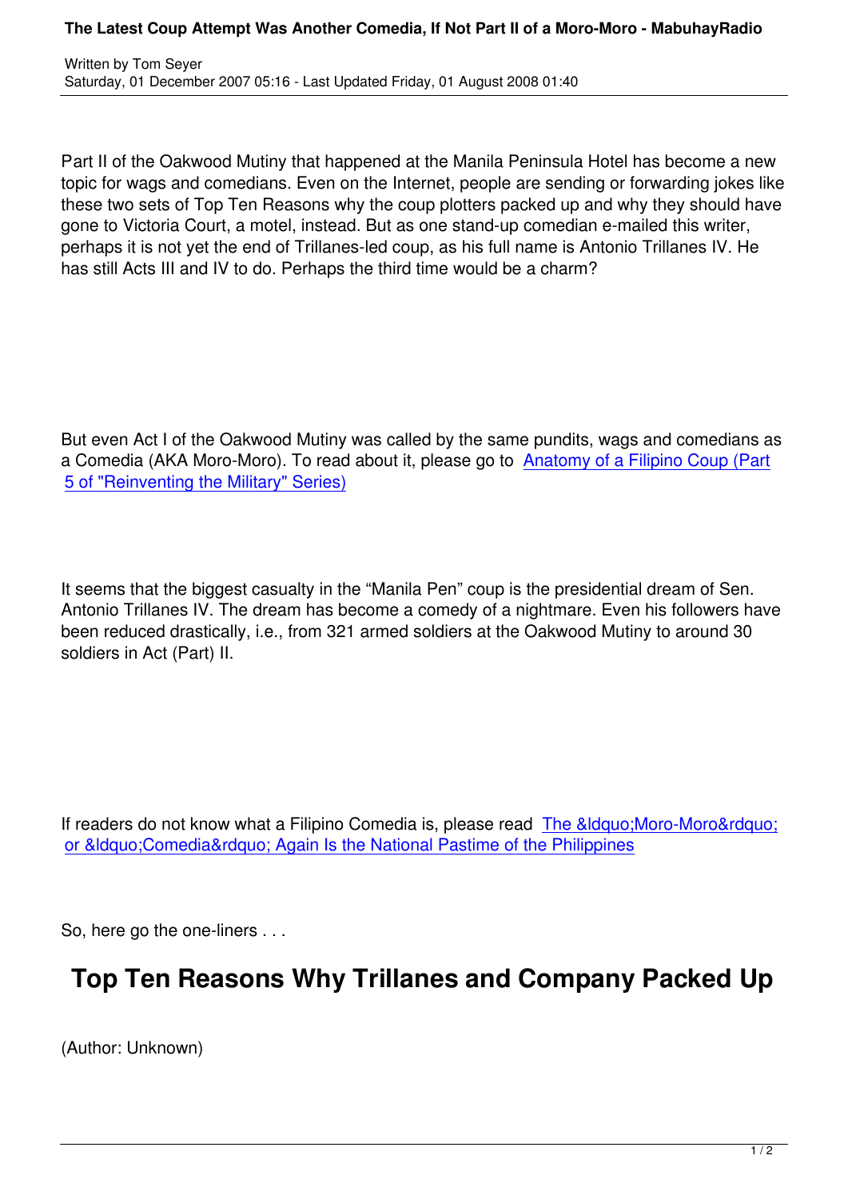Part II of the Oakwood Mutiny that happened at the Manila Peninsula Hotel has become a new topic for wags and comedians. Even on the Internet, people are sending or forwarding jokes like these two sets of Top Ten Reasons why the coup plotters packed up and why they should have gone to Victoria Court, a motel, instead. But as one stand-up comedian e-mailed this writer, perhaps it is not yet the end of Trillanes-led coup, as his full name is Antonio Trillanes IV. He has still Acts III and IV to do. Perhaps the third time would be a charm?

But even Act I of the Oakwood Mutiny was called by the same pundits, wags and comedians as a Comedia (AKA Moro-Moro). To read about it, please go to Anatomy of a Filipino Coup (Part 5 of "Reinventing the Military" Series)

It seems that the biggest casualty in the "Manila Pen" coup is the presidential dream of Sen. Antonio Trillanes IV. The dream has become a comedy of a nightmare. Even his followers have been reduced drastically, i.e., from 321 armed soldiers at the Oakwood Mutiny to around 30 soldiers in Act (Part) II.

If readers do not know what a Filipino Comedia is, please read The &ldquo;Moro-Moro&rdquo; or &ldquo;Comedia&rdquo; Again Is the National Pastime of the Philippines

So, here go the one-liners . . .

## Top Ten Reasons Why Trillanes and Company Packed Up

(Author: Unknown)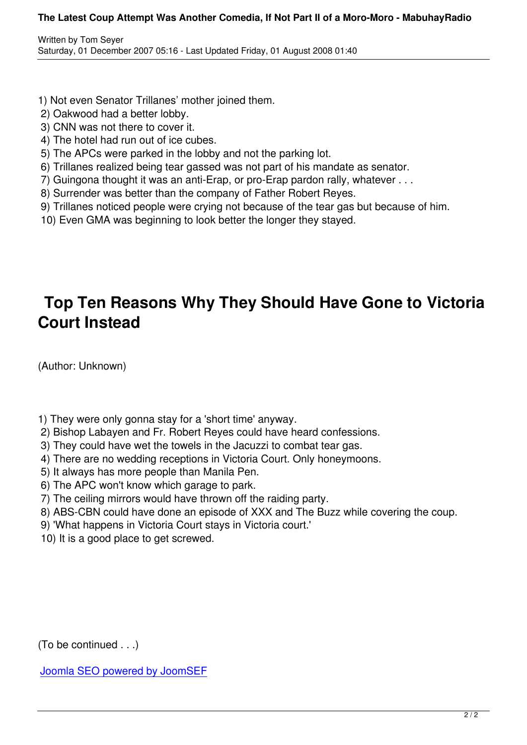1) Not even Senator Trillanes' mother joined them.
2) Oakwood had a better lobby.
3) CNN was not there to cover it.
4) The hotel had run out of ice cubes.
5) The APCs were parked in the lobby and not the parking lot.
6) Trillanes realized being tear gassed was not part of his mandate as senator.
7) Guingona thought it was an anti-Erap, or pro-Erap pardon rally, whatever . . .
8) Surrender was better than the company of Father Robert Reyes.
9) Trillanes noticed people were crying not because of the tear gas but because of him.
10) Even GMA was beginning to look better the longer they stayed.

## Top Ten Reasons Why They Should Have Gone to Victoria Court Instead

(Author: Unknown)

1) They were only gonna stay for a 'short time' anyway.
2) Bishop Labayen and Fr. Robert Reyes could have heard confessions.
3) They could have wet the towels in the Jacuzzi to combat tear gas.
4) There are no wedding receptions in Victoria Court. Only honeymoons.
5) It always has more people than Manila Pen.
6) The APC won't know which garage to park.
7) The ceiling mirrors would have thrown off the raiding party.
8) ABS-CBN could have done an episode of XXX and The Buzz while covering the coup.
9) 'What happens in Victoria Court stays in Victoria court.'
10) It is a good place to get screwed.

(To be continued . . .)

Joomla SEO powered by JoomSEF